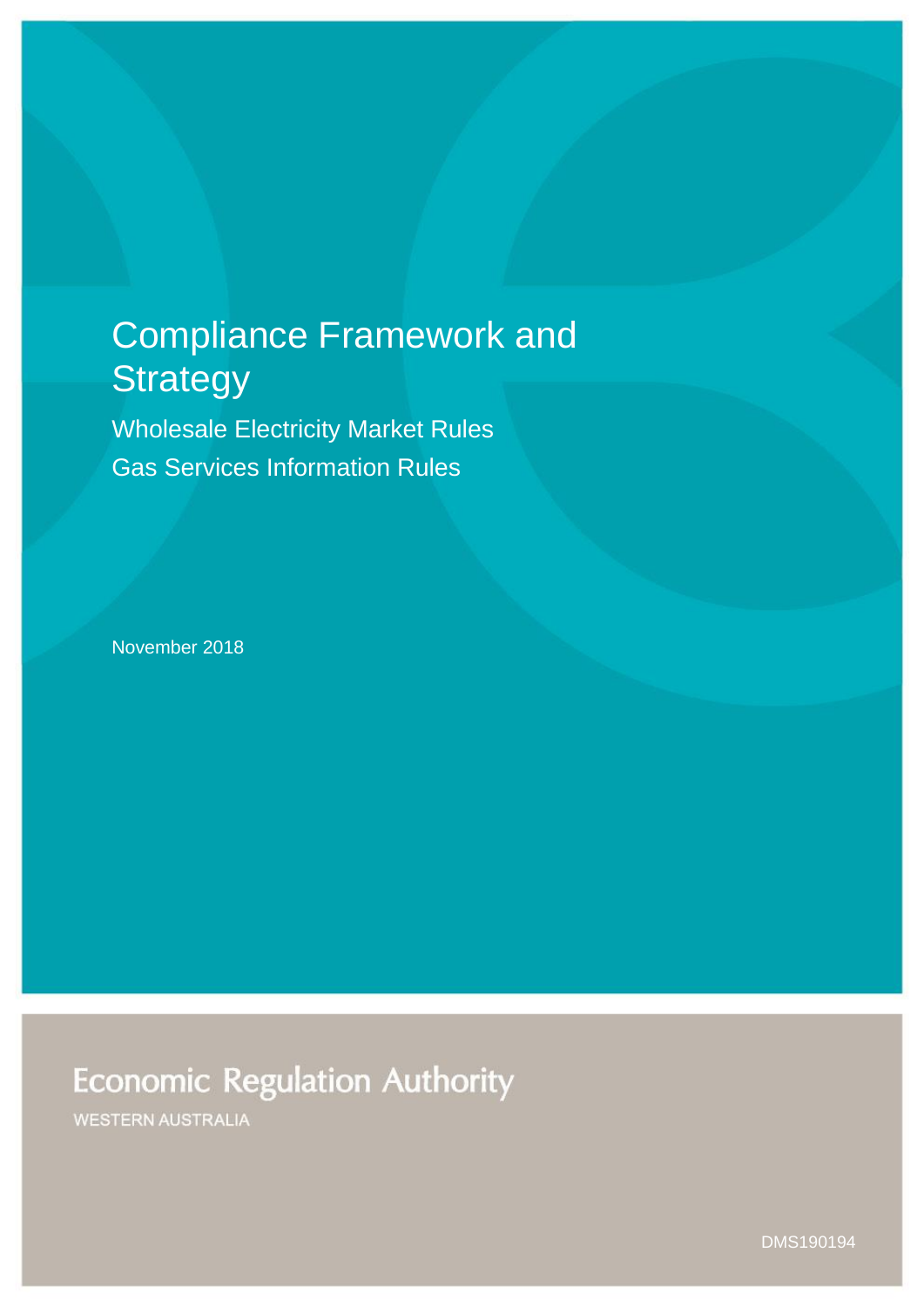# Compliance Framework and Strategy

## Wholesale Electricity Market Rules

## Gas Services Information Rules

November 2018

Economic Regulation Authority

WESTERN AUSTRALIA

DMS190194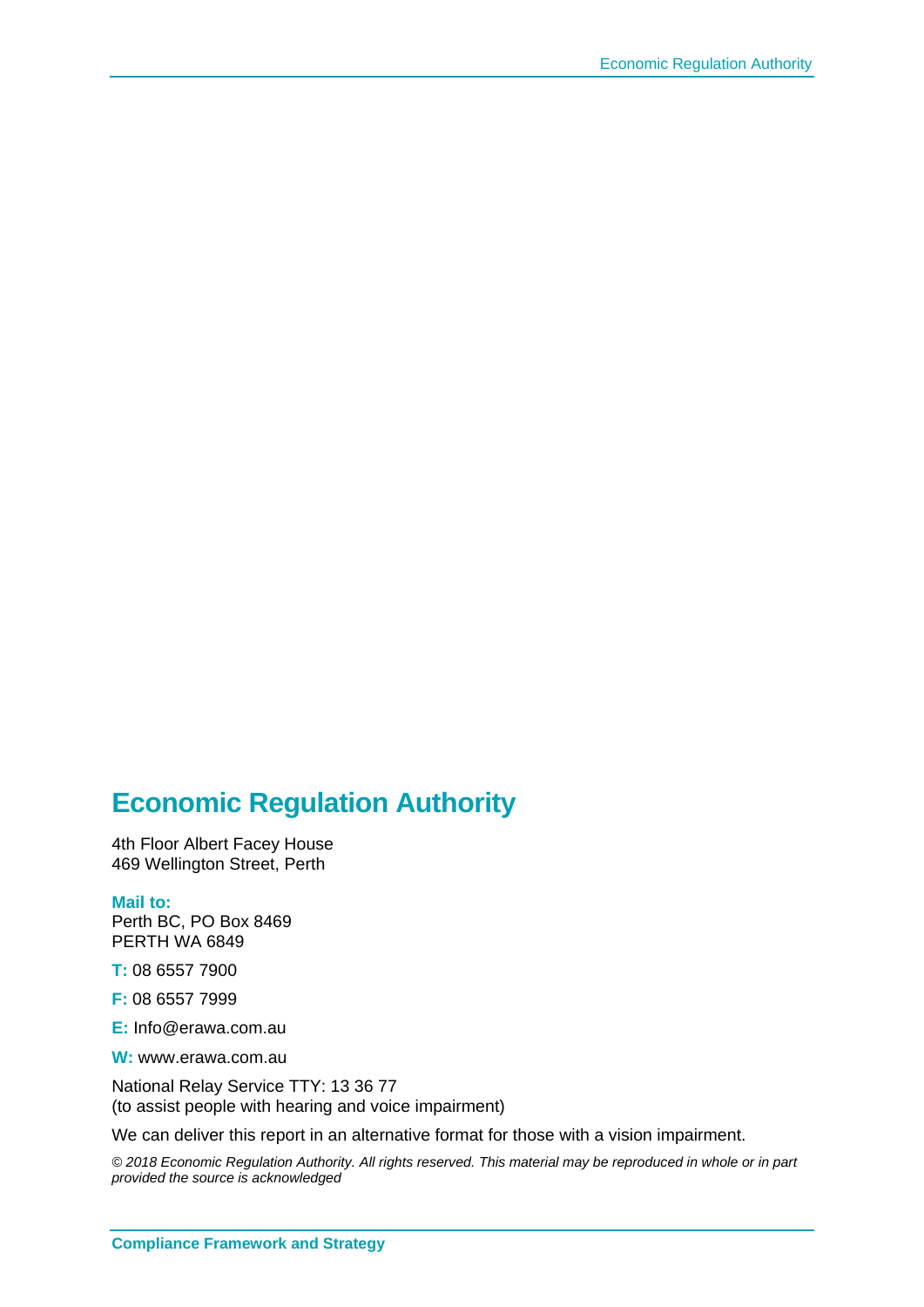## Economic Regulation Authority

4th Floor Albert Facey House
469 Wellington Street, Perth

**Mail to:**
Perth BC, PO Box 8469
PERTH WA 6849

**T:** 08 6557 7900

**F:** 08 6557 7999

**E:** Info@erawa.com.au

**W:** www.erawa.com.au

National Relay Service TTY: 13 36 77
(to assist people with hearing and voice impairment)

We can deliver this report in an alternative format for those with a vision impairment.

*© 2018 Economic Regulation Authority. All rights reserved. This material may be reproduced in whole or in part provided the source is acknowledged*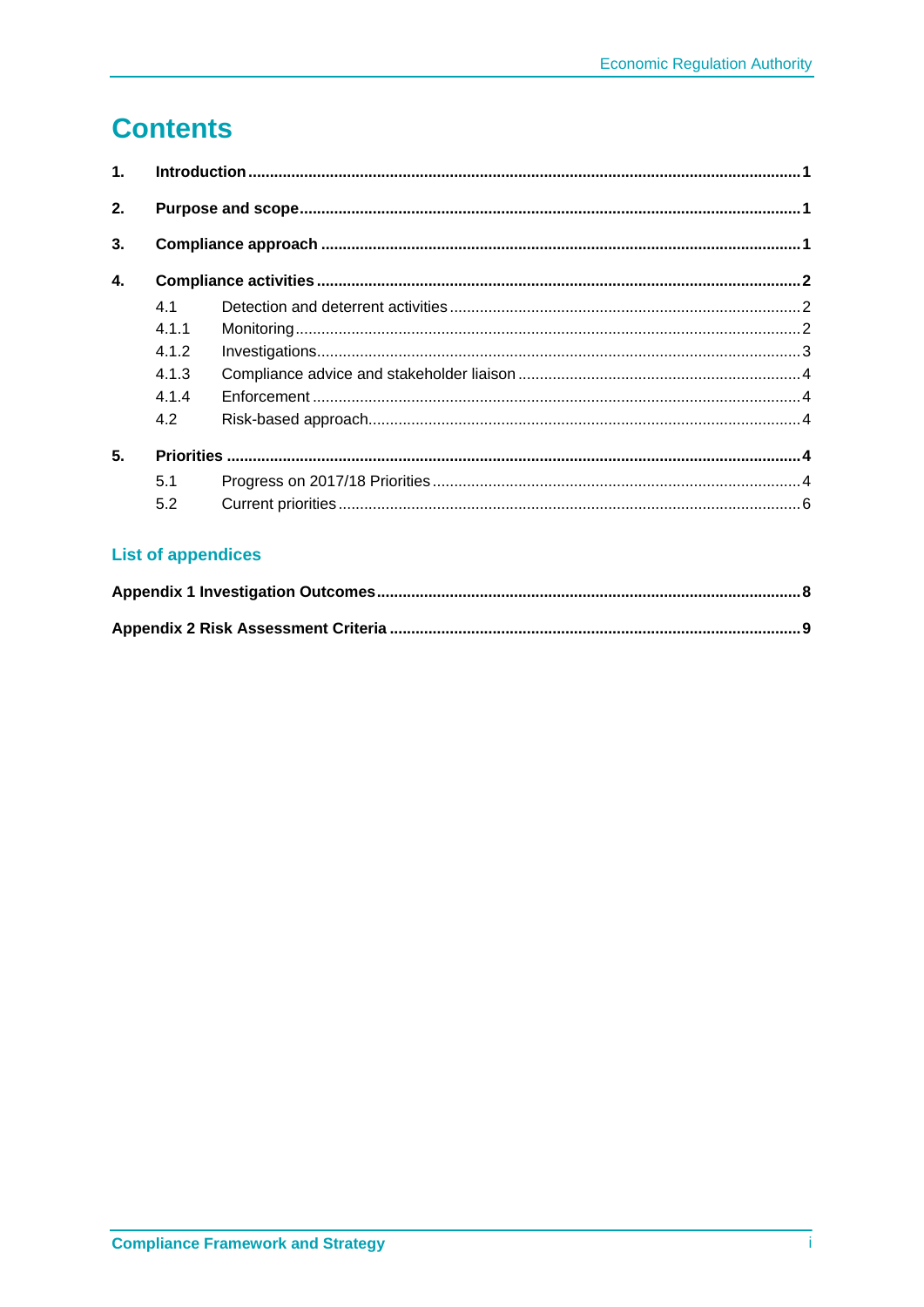# Contents

**1. Introduction** ........ **1**

**2. Purpose and scope** ........ **1**

**3. Compliance approach** ........ **1**

**4. Compliance activities** ........ **2**

- 4.1 Detection and deterrent activities ........ 2
- 4.1.1 Monitoring ........ 2
- 4.1.2 Investigations ........ 3
- 4.1.3 Compliance advice and stakeholder liaison ........ 4
- 4.1.4 Enforcement ........ 4
- 4.2 Risk-based approach ........ 4

**5. Priorities** ........ **4**

- 5.1 Progress on 2017/18 Priorities ........ 4
- 5.2 Current priorities ........ 6

## List of appendices

**Appendix 1 Investigation Outcomes** ........ **8**

**Appendix 2 Risk Assessment Criteria** ........ **9**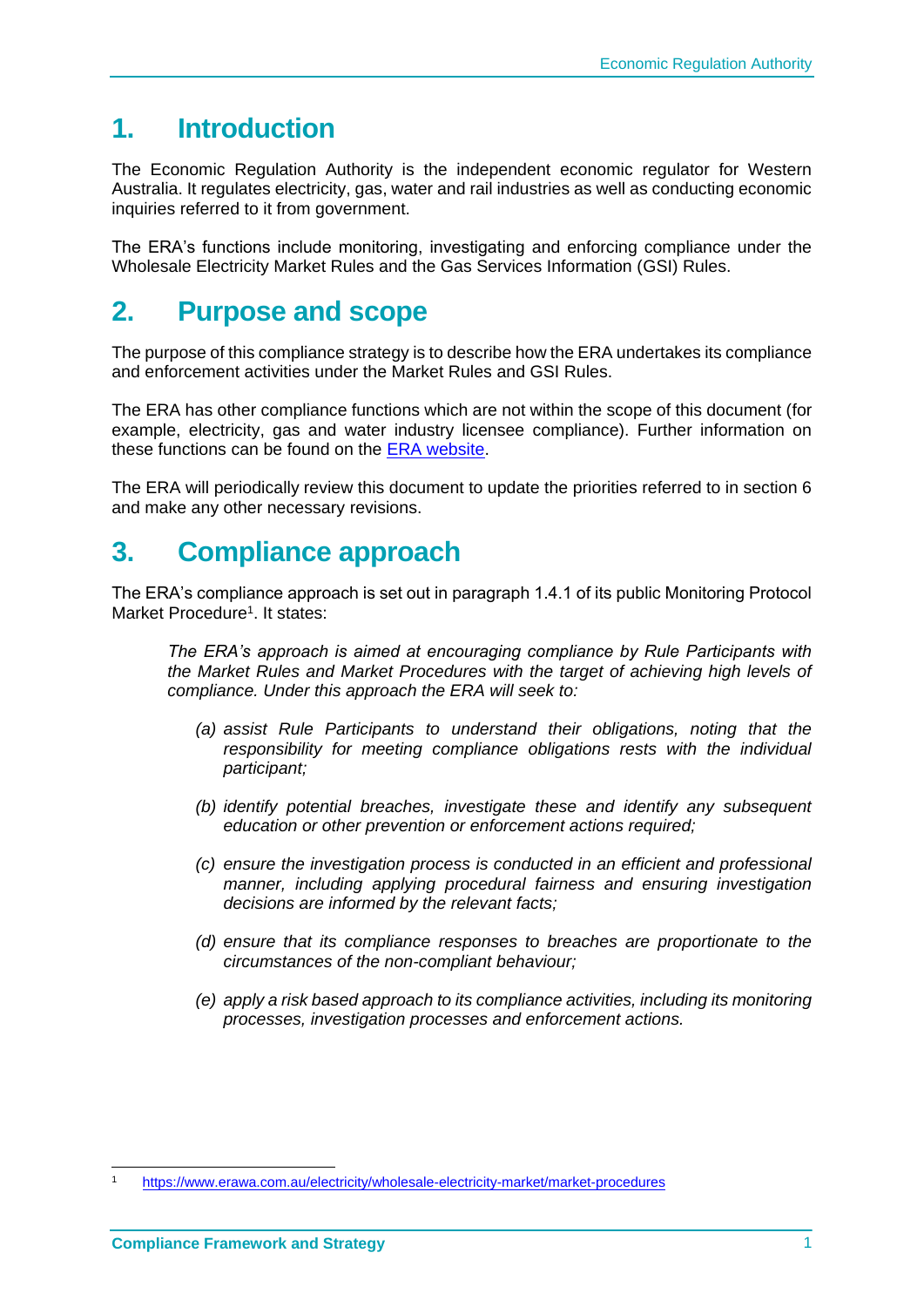# 1. Introduction

The Economic Regulation Authority is the independent economic regulator for Western Australia. It regulates electricity, gas, water and rail industries as well as conducting economic inquiries referred to it from government.

The ERA's functions include monitoring, investigating and enforcing compliance under the Wholesale Electricity Market Rules and the Gas Services Information (GSI) Rules.

# 2. Purpose and scope

The purpose of this compliance strategy is to describe how the ERA undertakes its compliance and enforcement activities under the Market Rules and GSI Rules.

The ERA has other compliance functions which are not within the scope of this document (for example, electricity, gas and water industry licensee compliance). Further information on these functions can be found on the [ERA website](https://www.erawa.com.au).

The ERA will periodically review this document to update the priorities referred to in section 6 and make any other necessary revisions.

# 3. Compliance approach

The ERA's compliance approach is set out in paragraph 1.4.1 of its public Monitoring Protocol Market Procedure[1]. It states:

> *The ERA's approach is aimed at encouraging compliance by Rule Participants with the Market Rules and Market Procedures with the target of achieving high levels of compliance. Under this approach the ERA will seek to:*
>
> *(a) assist Rule Participants to understand their obligations, noting that the responsibility for meeting compliance obligations rests with the individual participant;*
>
> *(b) identify potential breaches, investigate these and identify any subsequent education or other prevention or enforcement actions required;*
>
> *(c) ensure the investigation process is conducted in an efficient and professional manner, including applying procedural fairness and ensuring investigation decisions are informed by the relevant facts;*
>
> *(d) ensure that its compliance responses to breaches are proportionate to the circumstances of the non-compliant behaviour;*
>
> *(e) apply a risk based approach to its compliance activities, including its monitoring processes, investigation processes and enforcement actions.*

---

[1] https://www.erawa.com.au/electricity/wholesale-electricity-market/market-procedures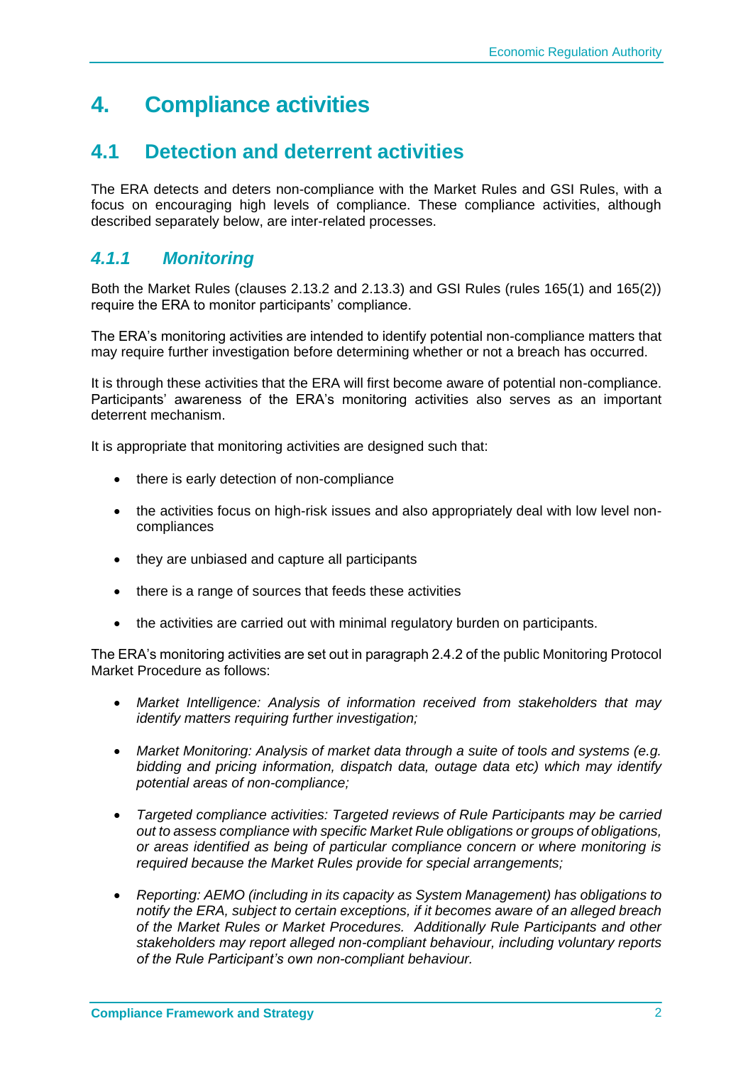# 4. Compliance activities

## 4.1 Detection and deterrent activities

The ERA detects and deters non-compliance with the Market Rules and GSI Rules, with a focus on encouraging high levels of compliance. These compliance activities, although described separately below, are inter-related processes.

### *4.1.1 Monitoring*

Both the Market Rules (clauses 2.13.2 and 2.13.3) and GSI Rules (rules 165(1) and 165(2)) require the ERA to monitor participants' compliance.

The ERA's monitoring activities are intended to identify potential non-compliance matters that may require further investigation before determining whether or not a breach has occurred.

It is through these activities that the ERA will first become aware of potential non-compliance. Participants' awareness of the ERA's monitoring activities also serves as an important deterrent mechanism.

It is appropriate that monitoring activities are designed such that:

- there is early detection of non-compliance
- the activities focus on high-risk issues and also appropriately deal with low level non-compliances
- they are unbiased and capture all participants
- there is a range of sources that feeds these activities
- the activities are carried out with minimal regulatory burden on participants.

The ERA's monitoring activities are set out in paragraph 2.4.2 of the public Monitoring Protocol Market Procedure as follows:

- *Market Intelligence: Analysis of information received from stakeholders that may identify matters requiring further investigation;*
- *Market Monitoring: Analysis of market data through a suite of tools and systems (e.g. bidding and pricing information, dispatch data, outage data etc) which may identify potential areas of non-compliance;*
- *Targeted compliance activities: Targeted reviews of Rule Participants may be carried out to assess compliance with specific Market Rule obligations or groups of obligations, or areas identified as being of particular compliance concern or where monitoring is required because the Market Rules provide for special arrangements;*
- *Reporting: AEMO (including in its capacity as System Management) has obligations to notify the ERA, subject to certain exceptions, if it becomes aware of an alleged breach of the Market Rules or Market Procedures. Additionally Rule Participants and other stakeholders may report alleged non-compliant behaviour, including voluntary reports of the Rule Participant's own non-compliant behaviour.*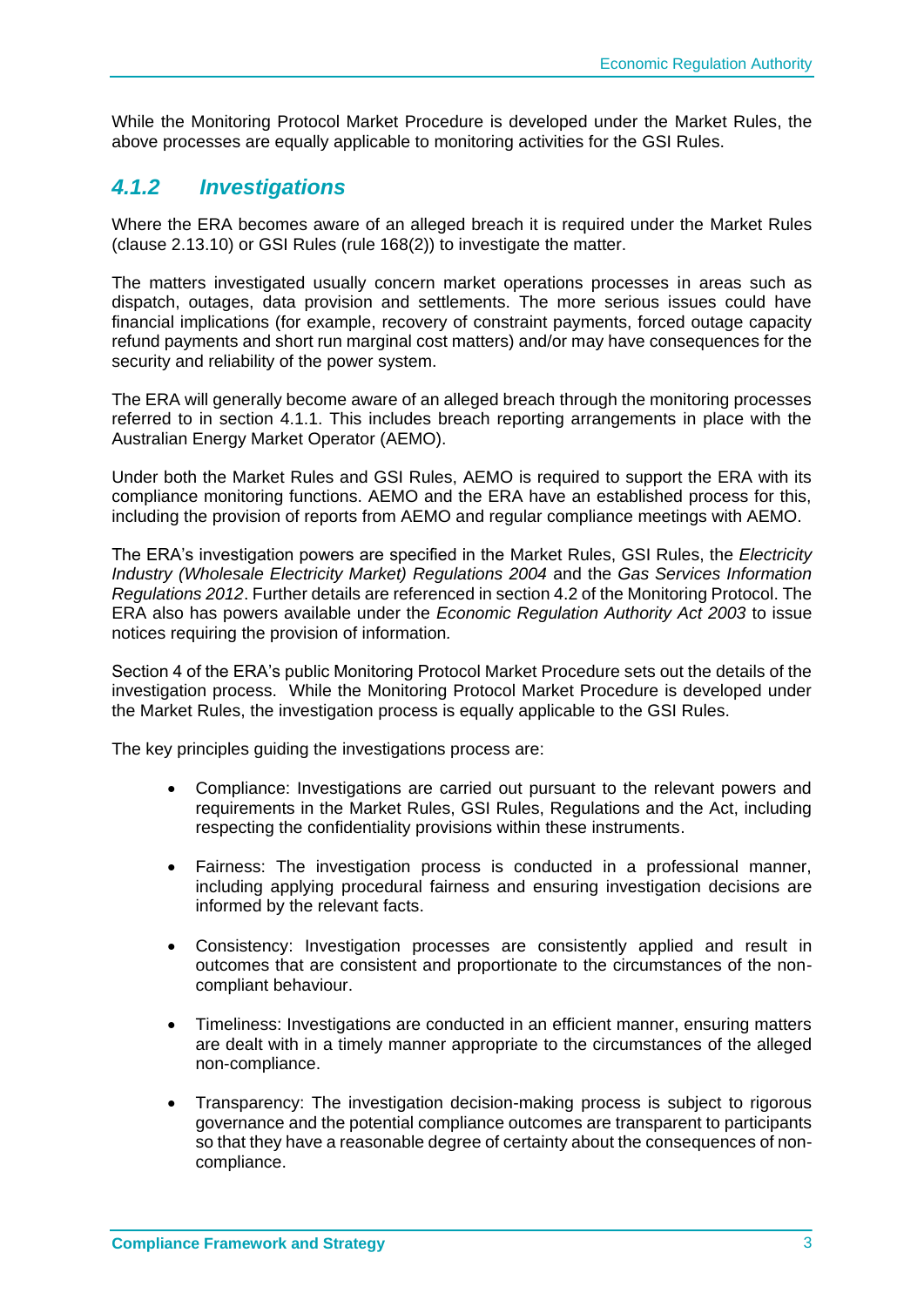While the Monitoring Protocol Market Procedure is developed under the Market Rules, the above processes are equally applicable to monitoring activities for the GSI Rules.

### *4.1.2 Investigations*

Where the ERA becomes aware of an alleged breach it is required under the Market Rules (clause 2.13.10) or GSI Rules (rule 168(2)) to investigate the matter.

The matters investigated usually concern market operations processes in areas such as dispatch, outages, data provision and settlements. The more serious issues could have financial implications (for example, recovery of constraint payments, forced outage capacity refund payments and short run marginal cost matters) and/or may have consequences for the security and reliability of the power system.

The ERA will generally become aware of an alleged breach through the monitoring processes referred to in section 4.1.1. This includes breach reporting arrangements in place with the Australian Energy Market Operator (AEMO).

Under both the Market Rules and GSI Rules, AEMO is required to support the ERA with its compliance monitoring functions. AEMO and the ERA have an established process for this, including the provision of reports from AEMO and regular compliance meetings with AEMO.

The ERA's investigation powers are specified in the Market Rules, GSI Rules, the *Electricity Industry (Wholesale Electricity Market) Regulations 2004* and the *Gas Services Information Regulations 2012*. Further details are referenced in section 4.2 of the Monitoring Protocol. The ERA also has powers available under the *Economic Regulation Authority Act 2003* to issue notices requiring the provision of information.

Section 4 of the ERA's public Monitoring Protocol Market Procedure sets out the details of the investigation process. While the Monitoring Protocol Market Procedure is developed under the Market Rules, the investigation process is equally applicable to the GSI Rules.

The key principles guiding the investigations process are:

- Compliance: Investigations are carried out pursuant to the relevant powers and requirements in the Market Rules, GSI Rules, Regulations and the Act, including respecting the confidentiality provisions within these instruments.

- Fairness: The investigation process is conducted in a professional manner, including applying procedural fairness and ensuring investigation decisions are informed by the relevant facts.

- Consistency: Investigation processes are consistently applied and result in outcomes that are consistent and proportionate to the circumstances of the non-compliant behaviour.

- Timeliness: Investigations are conducted in an efficient manner, ensuring matters are dealt with in a timely manner appropriate to the circumstances of the alleged non-compliance.

- Transparency: The investigation decision-making process is subject to rigorous governance and the potential compliance outcomes are transparent to participants so that they have a reasonable degree of certainty about the consequences of non-compliance.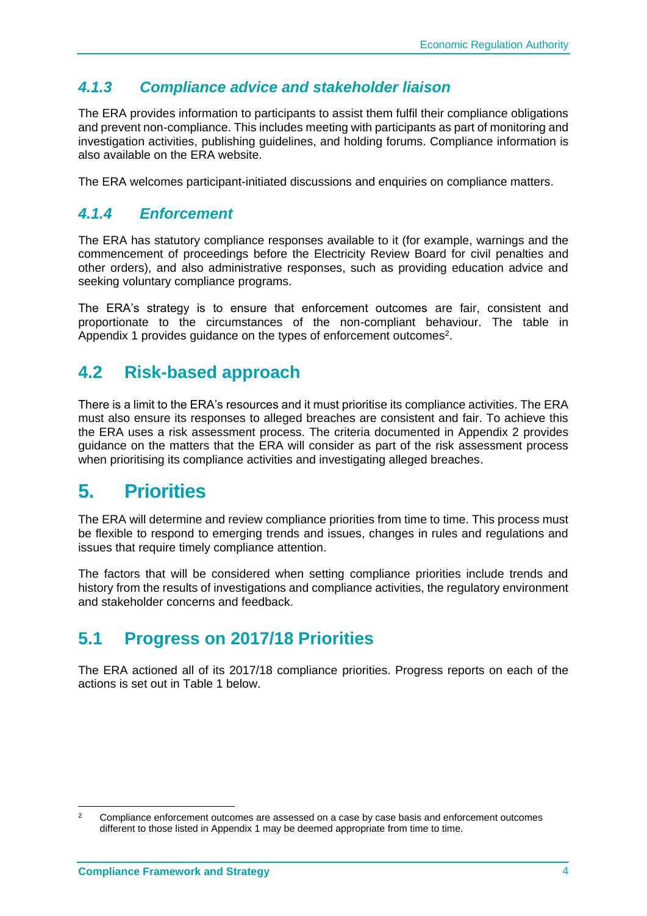### *4.1.3 Compliance advice and stakeholder liaison*

The ERA provides information to participants to assist them fulfil their compliance obligations and prevent non-compliance. This includes meeting with participants as part of monitoring and investigation activities, publishing guidelines, and holding forums. Compliance information is also available on the ERA website.

The ERA welcomes participant-initiated discussions and enquiries on compliance matters.

### *4.1.4 Enforcement*

The ERA has statutory compliance responses available to it (for example, warnings and the commencement of proceedings before the Electricity Review Board for civil penalties and other orders), and also administrative responses, such as providing education advice and seeking voluntary compliance programs.

The ERA's strategy is to ensure that enforcement outcomes are fair, consistent and proportionate to the circumstances of the non-compliant behaviour. The table in Appendix 1 provides guidance on the types of enforcement outcomes[2].

## 4.2 Risk-based approach

There is a limit to the ERA's resources and it must prioritise its compliance activities. The ERA must also ensure its responses to alleged breaches are consistent and fair. To achieve this the ERA uses a risk assessment process. The criteria documented in Appendix 2 provides guidance on the matters that the ERA will consider as part of the risk assessment process when prioritising its compliance activities and investigating alleged breaches.

# 5. Priorities

The ERA will determine and review compliance priorities from time to time. This process must be flexible to respond to emerging trends and issues, changes in rules and regulations and issues that require timely compliance attention.

The factors that will be considered when setting compliance priorities include trends and history from the results of investigations and compliance activities, the regulatory environment and stakeholder concerns and feedback.

## 5.1 Progress on 2017/18 Priorities

The ERA actioned all of its 2017/18 compliance priorities. Progress reports on each of the actions is set out in Table 1 below.

---

[2] Compliance enforcement outcomes are assessed on a case by case basis and enforcement outcomes different to those listed in Appendix 1 may be deemed appropriate from time to time.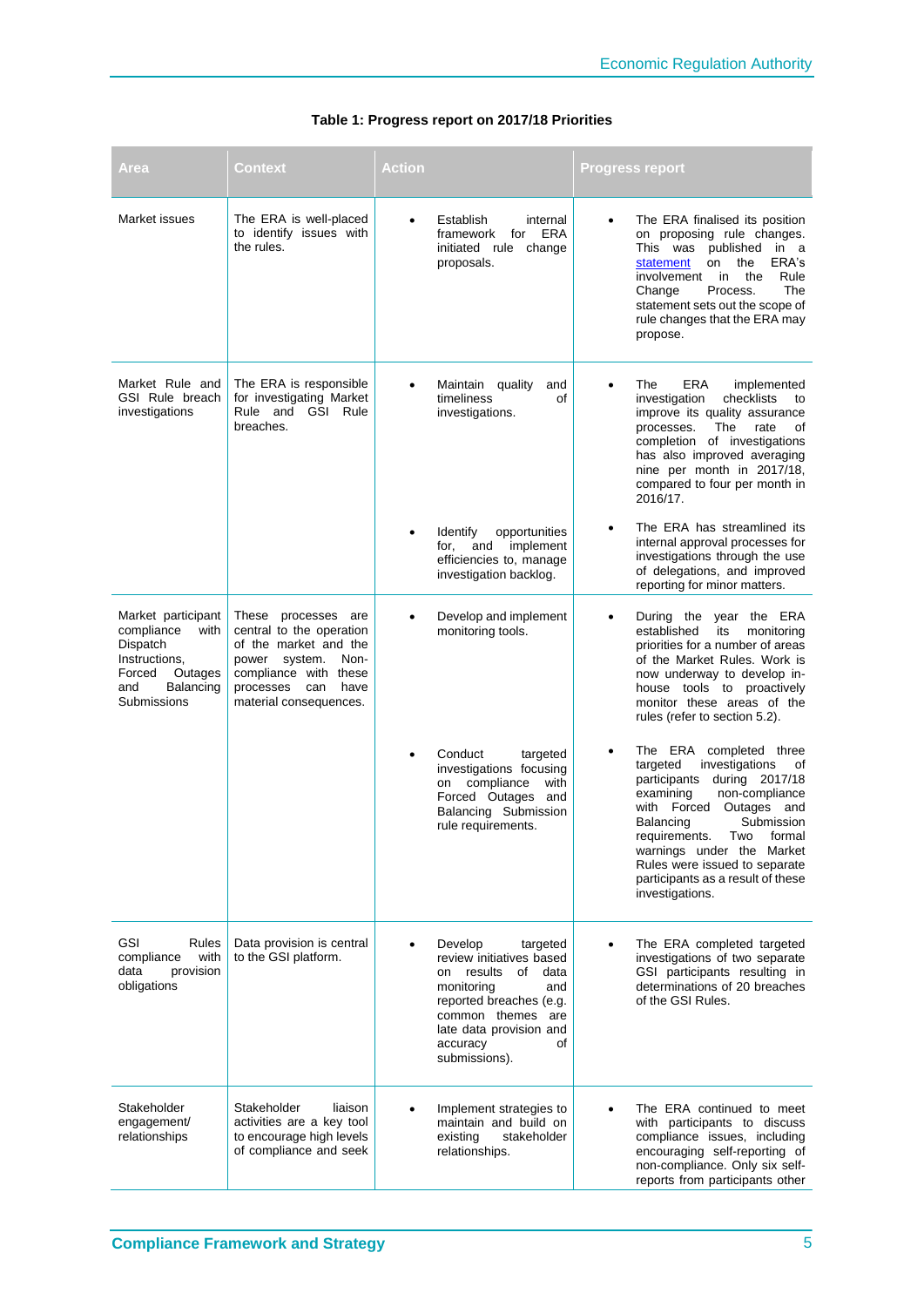**Table 1: Progress report on 2017/18 Priorities**

| Area | Context | Action | Progress report |
|---|---|---|---|
| Market issues | The ERA is well-placed to identify issues with the rules. | • Establish internal framework for ERA initiated rule change proposals. | • The ERA finalised its position on proposing rule changes. This was published in a statement on the ERA's involvement in the Rule Change Process. The statement sets out the scope of rule changes that the ERA may propose. |
| Market Rule and GSI Rule breach investigations | The ERA is responsible for investigating Market Rule and GSI Rule breaches. | • Maintain quality and timeliness of investigations. | • The ERA implemented investigation checklists to improve its quality assurance processes. The rate of completion of investigations has also improved averaging nine per month in 2017/18, compared to four per month in 2016/17. |
| | | • Identify opportunities for, and implement efficiencies to, manage investigation backlog. | • The ERA has streamlined its internal approval processes for investigations through the use of delegations, and improved reporting for minor matters. |
| Market participant compliance with Dispatch Instructions, Forced Outages and Balancing Submissions | These processes are central to the operation of the market and the power system. Non-compliance with these processes can have material consequences. | • Develop and implement monitoring tools. | • During the year the ERA established its monitoring priorities for a number of areas of the Market Rules. Work is now underway to develop in-house tools to proactively monitor these areas of the rules (refer to section 5.2). |
| | | • Conduct targeted investigations focusing on compliance with Forced Outages and Balancing Submission rule requirements. | • The ERA completed three targeted investigations of participants during 2017/18 examining non-compliance with Forced Outages and Balancing Submission requirements. Two formal warnings under the Market Rules were issued to separate participants as a result of these investigations. |
| GSI Rules compliance with data provision obligations | Data provision is central to the GSI platform. | • Develop targeted review initiatives based on results of data monitoring and reported breaches (e.g. common themes are late data provision and accuracy of submissions). | • The ERA completed targeted investigations of two separate GSI participants resulting in determinations of 20 breaches of the GSI Rules. |
| Stakeholder engagement/ relationships | Stakeholder liaison activities are a key tool to encourage high levels of compliance and seek | • Implement strategies to maintain and build on existing stakeholder relationships. | • The ERA continued to meet with participants to discuss compliance issues, including encouraging self-reporting of non-compliance. Only six self-reports from participants other |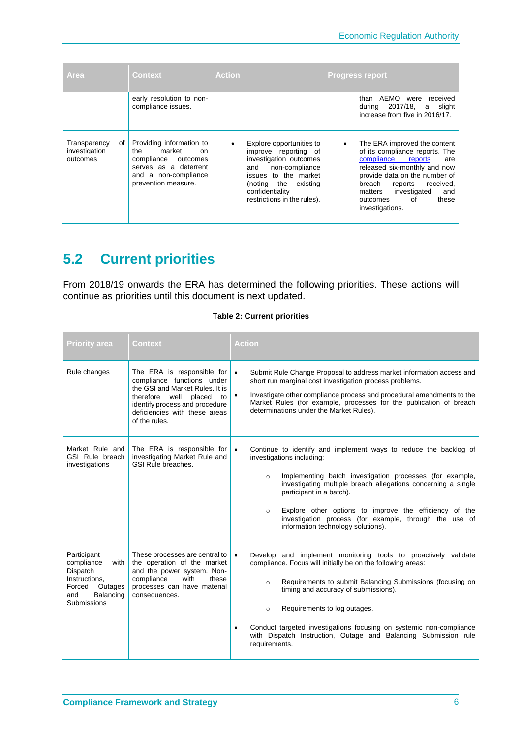| Area | Context | Action | Progress report |
|---|---|---|---|
| | early resolution to non-compliance issues. | | than AEMO were received during 2017/18, a slight increase from five in 2016/17. |
| Transparency of investigation outcomes | Providing information to the market on compliance outcomes serves as a deterrent and a non-compliance prevention measure. | • Explore opportunities to improve reporting of investigation outcomes and non-compliance issues to the market (noting the existing confidentiality restrictions in the rules). | • The ERA improved the content of its compliance reports. The compliance reports are released six-monthly and now provide data on the number of breach reports received, matters investigated and outcomes of these investigations. |

## 5.2 Current priorities

From 2018/19 onwards the ERA has determined the following priorities. These actions will continue as priorities until this document is next updated.

**Table 2: Current priorities**

| Priority area | Context | Action |
|---|---|---|
| Rule changes | The ERA is responsible for compliance functions under the GSI and Market Rules. It is therefore well placed to identify process and procedure deficiencies with these areas of the rules. | • Submit Rule Change Proposal to address market information access and short run marginal cost investigation process problems.<br>• Investigate other compliance process and procedural amendments to the Market Rules (for example, processes for the publication of breach determinations under the Market Rules). |
| Market Rule and GSI Rule breach investigations | The ERA is responsible for investigating Market Rule and GSI Rule breaches. | • Continue to identify and implement ways to reduce the backlog of investigations including:<br>○ Implementing batch investigation processes (for example, investigating multiple breach allegations concerning a single participant in a batch).<br>○ Explore other options to improve the efficiency of the investigation process (for example, through the use of information technology solutions). |
| Participant compliance with Dispatch Instructions, Forced Outages and Balancing Submissions | These processes are central to the operation of the market and the power system. Non-compliance with these processes can have material consequences. | • Develop and implement monitoring tools to proactively validate compliance. Focus will initially be on the following areas:<br>○ Requirements to submit Balancing Submissions (focusing on timing and accuracy of submissions).<br>○ Requirements to log outages.<br>• Conduct targeted investigations focusing on systemic non-compliance with Dispatch Instruction, Outage and Balancing Submission rule requirements. |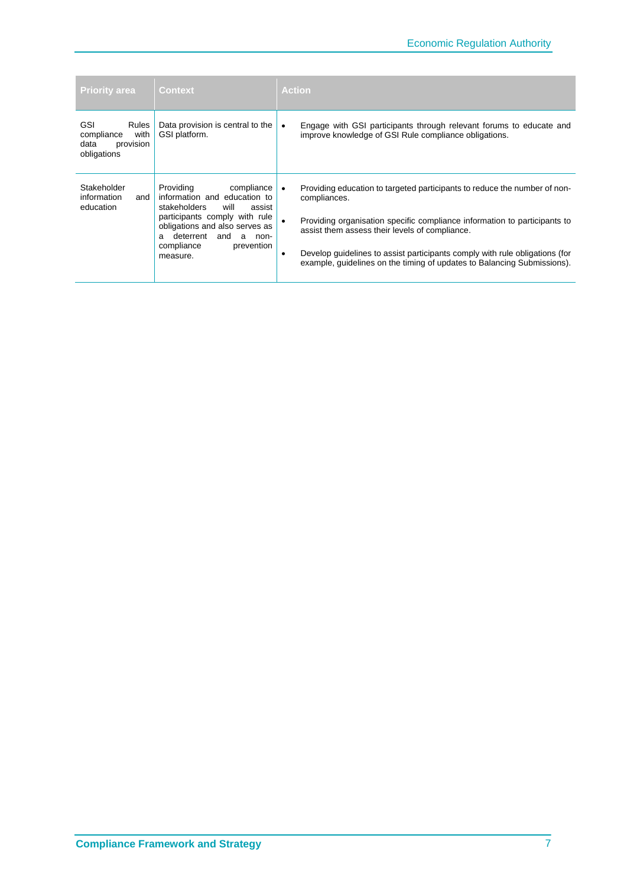| Priority area | Context | Action |
|---|---|---|
| GSI Rules compliance with data provision obligations | Data provision is central to the GSI platform. | • Engage with GSI participants through relevant forums to educate and improve knowledge of GSI Rule compliance obligations. |
| Stakeholder information and education | Providing compliance information and education to stakeholders will assist participants comply with rule obligations and also serves as a deterrent and a non-compliance prevention measure. | • Providing education to targeted participants to reduce the number of non-compliances.<br>• Providing organisation specific compliance information to participants to assist them assess their levels of compliance.<br>• Develop guidelines to assist participants comply with rule obligations (for example, guidelines on the timing of updates to Balancing Submissions). |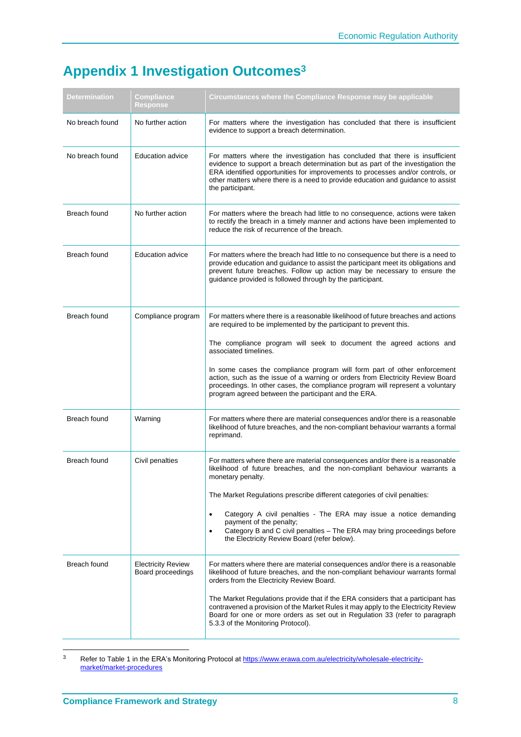# Appendix 1 Investigation Outcomes[3]

| Determination | Compliance Response | Circumstances where the Compliance Response may be applicable |
|---|---|---|
| No breach found | No further action | For matters where the investigation has concluded that there is insufficient evidence to support a breach determination. |
| No breach found | Education advice | For matters where the investigation has concluded that there is insufficient evidence to support a breach determination but as part of the investigation the ERA identified opportunities for improvements to processes and/or controls, or other matters where there is a need to provide education and guidance to assist the participant. |
| Breach found | No further action | For matters where the breach had little to no consequence, actions were taken to rectify the breach in a timely manner and actions have been implemented to reduce the risk of recurrence of the breach. |
| Breach found | Education advice | For matters where the breach had little to no consequence but there is a need to provide education and guidance to assist the participant meet its obligations and prevent future breaches. Follow up action may be necessary to ensure the guidance provided is followed through by the participant. |
| Breach found | Compliance program | For matters where there is a reasonable likelihood of future breaches and actions are required to be implemented by the participant to prevent this.<br><br>The compliance program will seek to document the agreed actions and associated timelines.<br><br>In some cases the compliance program will form part of other enforcement action, such as the issue of a warning or orders from Electricity Review Board proceedings. In other cases, the compliance program will represent a voluntary program agreed between the participant and the ERA. |
| Breach found | Warning | For matters where there are material consequences and/or there is a reasonable likelihood of future breaches, and the non-compliant behaviour warrants a formal reprimand. |
| Breach found | Civil penalties | For matters where there are material consequences and/or there is a reasonable likelihood of future breaches, and the non-compliant behaviour warrants a monetary penalty.<br><br>The Market Regulations prescribe different categories of civil penalties:<br><br>• Category A civil penalties - The ERA may issue a notice demanding payment of the penalty;<br>• Category B and C civil penalties – The ERA may bring proceedings before the Electricity Review Board (refer below). |
| Breach found | Electricity Review Board proceedings | For matters where there are material consequences and/or there is a reasonable likelihood of future breaches, and the non-compliant behaviour warrants formal orders from the Electricity Review Board.<br><br>The Market Regulations provide that if the ERA considers that a participant has contravened a provision of the Market Rules it may apply to the Electricity Review Board for one or more orders as set out in Regulation 33 (refer to paragraph 5.3.3 of the Monitoring Protocol). |

[3] Refer to Table 1 in the ERA's Monitoring Protocol at https://www.erawa.com.au/electricity/wholesale-electricity-market/market-procedures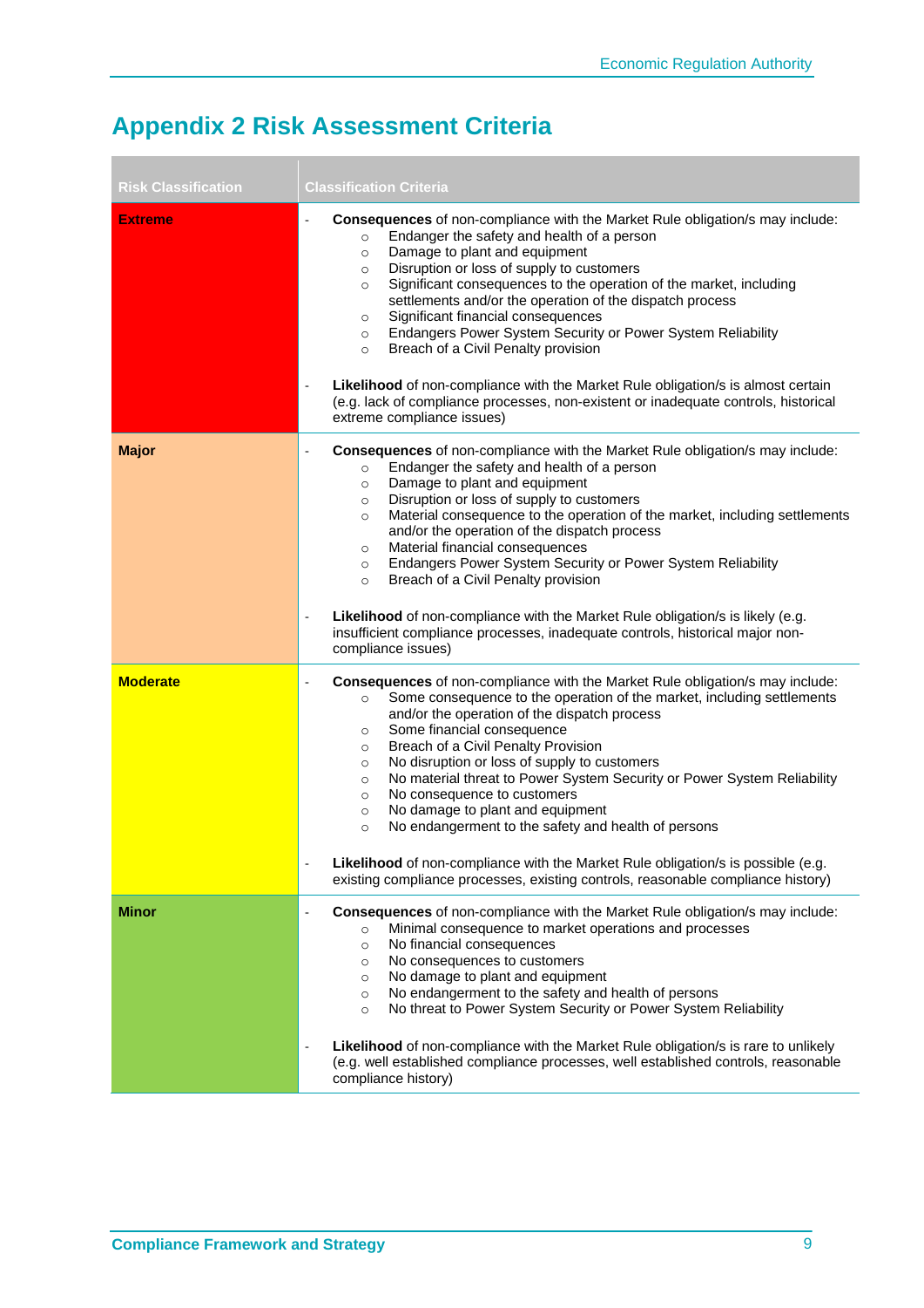# Appendix 2 Risk Assessment Criteria

| Risk Classification | Classification Criteria |
|---|---|
| **Extreme** | - **Consequences** of non-compliance with the Market Rule obligation/s may include:<br>○ Endanger the safety and health of a person<br>○ Damage to plant and equipment<br>○ Disruption or loss of supply to customers<br>○ Significant consequences to the operation of the market, including settlements and/or the operation of the dispatch process<br>○ Significant financial consequences<br>○ Endangers Power System Security or Power System Reliability<br>○ Breach of a Civil Penalty provision<br><br>- **Likelihood** of non-compliance with the Market Rule obligation/s is almost certain (e.g. lack of compliance processes, non-existent or inadequate controls, historical extreme compliance issues) |
| **Major** | - **Consequences** of non-compliance with the Market Rule obligation/s may include:<br>○ Endanger the safety and health of a person<br>○ Damage to plant and equipment<br>○ Disruption or loss of supply to customers<br>○ Material consequence to the operation of the market, including settlements and/or the operation of the dispatch process<br>○ Material financial consequences<br>○ Endangers Power System Security or Power System Reliability<br>○ Breach of a Civil Penalty provision<br><br>- **Likelihood** of non-compliance with the Market Rule obligation/s is likely (e.g. insufficient compliance processes, inadequate controls, historical major non-compliance issues) |
| **Moderate** | - **Consequences** of non-compliance with the Market Rule obligation/s may include:<br>○ Some consequence to the operation of the market, including settlements and/or the operation of the dispatch process<br>○ Some financial consequence<br>○ Breach of a Civil Penalty Provision<br>○ No disruption or loss of supply to customers<br>○ No material threat to Power System Security or Power System Reliability<br>○ No consequence to customers<br>○ No damage to plant and equipment<br>○ No endangerment to the safety and health of persons<br><br>- **Likelihood** of non-compliance with the Market Rule obligation/s is possible (e.g. existing compliance processes, existing controls, reasonable compliance history) |
| **Minor** | - **Consequences** of non-compliance with the Market Rule obligation/s may include:<br>○ Minimal consequence to market operations and processes<br>○ No financial consequences<br>○ No consequences to customers<br>○ No damage to plant and equipment<br>○ No endangerment to the safety and health of persons<br>○ No threat to Power System Security or Power System Reliability<br><br>- **Likelihood** of non-compliance with the Market Rule obligation/s is rare to unlikely (e.g. well established compliance processes, well established controls, reasonable compliance history) |